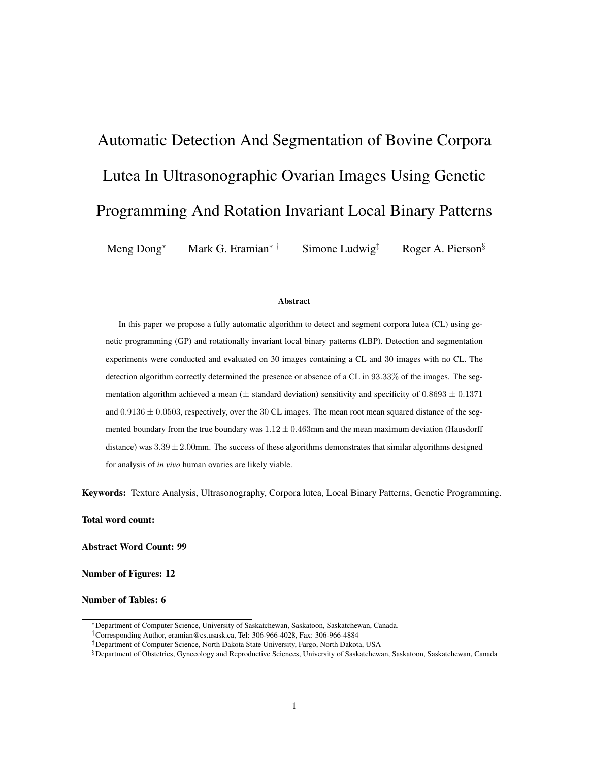# Automatic Detection And Segmentation of Bovine Corpora Lutea In Ultrasonographic Ovarian Images Using Genetic Programming And Rotation Invariant Local Binary Patterns

Meng Dong[*] Mark G. Eramian[*][†] Simone Ludwig[‡] Roger A. Pierson[§]

### Abstract

In this paper we propose a fully automatic algorithm to detect and segment corpora lutea (CL) using genetic programming (GP) and rotationally invariant local binary patterns (LBP). Detection and segmentation experiments were conducted and evaluated on 30 images containing a CL and 30 images with no CL. The detection algorithm correctly determined the presence or absence of a CL in $93.33\%$ of the images. The segmentation algorithm achieved a mean ($\pm$ standard deviation) sensitivity and specificity of $0.8693 \pm 0.1371$ and $0.9136 \pm 0.0503$, respectively, over the 30 CL images. The mean root mean squared distance of the segmented boundary from the true boundary was $1.12 \pm 0.463$mm and the mean maximum deviation (Hausdorff distance) was $3.39 \pm 2.00$mm. The success of these algorithms demonstrates that similar algorithms designed for analysis of *in vivo* human ovaries are likely viable.

**Keywords:** Texture Analysis, Ultrasonography, Corpora lutea, Local Binary Patterns, Genetic Programming.

**Total word count:**

**Abstract Word Count: 99**

**Number of Figures: 12**

**Number of Tables: 6**

---

[*] Department of Computer Science, University of Saskatchewan, Saskatoon, Saskatchewan, Canada.

[†] Corresponding Author, eramian@cs.usask.ca, Tel: 306-966-4028, Fax: 306-966-4884

[‡] Department of Computer Science, North Dakota State University, Fargo, North Dakota, USA

[§] Department of Obstetrics, Gynecology and Reproductive Sciences, University of Saskatchewan, Saskatoon, Saskatchewan, Canada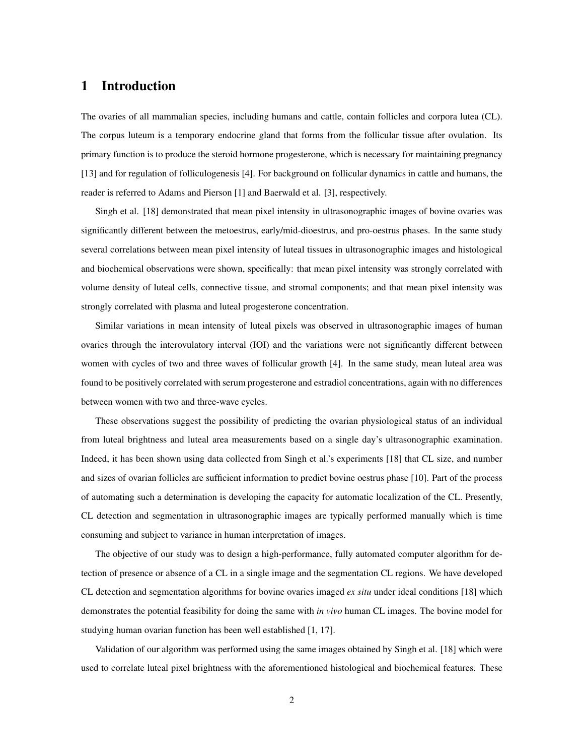# 1 Introduction

The ovaries of all mammalian species, including humans and cattle, contain follicles and corpora lutea (CL). The corpus luteum is a temporary endocrine gland that forms from the follicular tissue after ovulation. Its primary function is to produce the steroid hormone progesterone, which is necessary for maintaining pregnancy [13] and for regulation of folliculogenesis [4]. For background on follicular dynamics in cattle and humans, the reader is referred to Adams and Pierson [1] and Baerwald et al. [3], respectively.

Singh et al. [18] demonstrated that mean pixel intensity in ultrasonographic images of bovine ovaries was significantly different between the metoestrus, early/mid-dioestrus, and pro-oestrus phases. In the same study several correlations between mean pixel intensity of luteal tissues in ultrasonographic images and histological and biochemical observations were shown, specifically: that mean pixel intensity was strongly correlated with volume density of luteal cells, connective tissue, and stromal components; and that mean pixel intensity was strongly correlated with plasma and luteal progesterone concentration.

Similar variations in mean intensity of luteal pixels was observed in ultrasonographic images of human ovaries through the interovulatory interval (IOI) and the variations were not significantly different between women with cycles of two and three waves of follicular growth [4]. In the same study, mean luteal area was found to be positively correlated with serum progesterone and estradiol concentrations, again with no differences between women with two and three-wave cycles.

These observations suggest the possibility of predicting the ovarian physiological status of an individual from luteal brightness and luteal area measurements based on a single day's ultrasonographic examination. Indeed, it has been shown using data collected from Singh et al.'s experiments [18] that CL size, and number and sizes of ovarian follicles are sufficient information to predict bovine oestrus phase [10]. Part of the process of automating such a determination is developing the capacity for automatic localization of the CL. Presently, CL detection and segmentation in ultrasonographic images are typically performed manually which is time consuming and subject to variance in human interpretation of images.

The objective of our study was to design a high-performance, fully automated computer algorithm for detection of presence or absence of a CL in a single image and the segmentation CL regions. We have developed CL detection and segmentation algorithms for bovine ovaries imaged *ex situ* under ideal conditions [18] which demonstrates the potential feasibility for doing the same with *in vivo* human CL images. The bovine model for studying human ovarian function has been well established [1, 17].

Validation of our algorithm was performed using the same images obtained by Singh et al. [18] which were used to correlate luteal pixel brightness with the aforementioned histological and biochemical features. These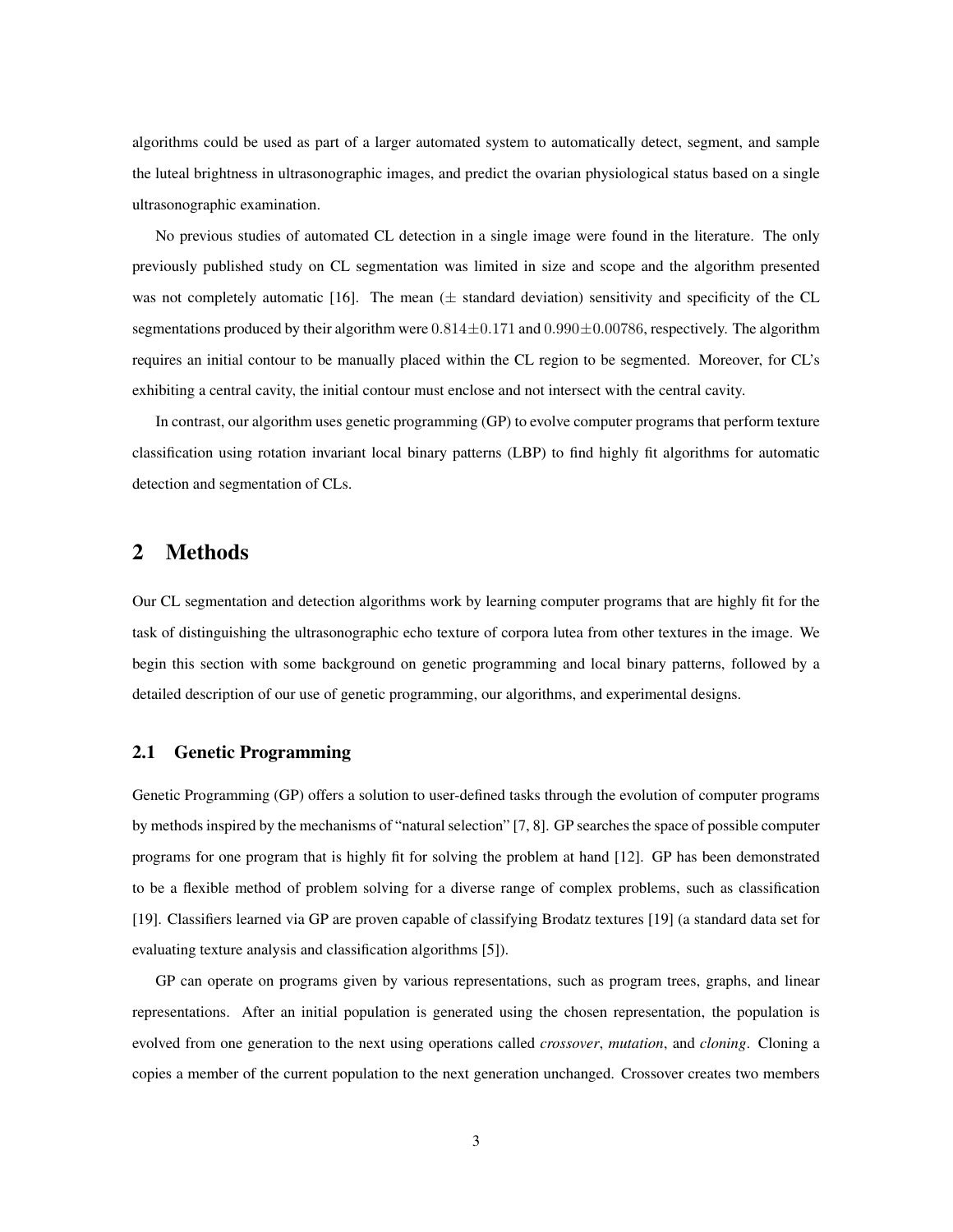algorithms could be used as part of a larger automated system to automatically detect, segment, and sample the luteal brightness in ultrasonographic images, and predict the ovarian physiological status based on a single ultrasonographic examination.

No previous studies of automated CL detection in a single image were found in the literature. The only previously published study on CL segmentation was limited in size and scope and the algorithm presented was not completely automatic [16]. The mean ($\pm$ standard deviation) sensitivity and specificity of the CL segmentations produced by their algorithm were $0.814 \pm 0.171$ and $0.990 \pm 0.00786$, respectively. The algorithm requires an initial contour to be manually placed within the CL region to be segmented. Moreover, for CL's exhibiting a central cavity, the initial contour must enclose and not intersect with the central cavity.

In contrast, our algorithm uses genetic programming (GP) to evolve computer programs that perform texture classification using rotation invariant local binary patterns (LBP) to find highly fit algorithms for automatic detection and segmentation of CLs.

## 2 Methods

Our CL segmentation and detection algorithms work by learning computer programs that are highly fit for the task of distinguishing the ultrasonographic echo texture of corpora lutea from other textures in the image. We begin this section with some background on genetic programming and local binary patterns, followed by a detailed description of our use of genetic programming, our algorithms, and experimental designs.

### 2.1 Genetic Programming

Genetic Programming (GP) offers a solution to user-defined tasks through the evolution of computer programs by methods inspired by the mechanisms of "natural selection" [7, 8]. GP searches the space of possible computer programs for one program that is highly fit for solving the problem at hand [12]. GP has been demonstrated to be a flexible method of problem solving for a diverse range of complex problems, such as classification [19]. Classifiers learned via GP are proven capable of classifying Brodatz textures [19] (a standard data set for evaluating texture analysis and classification algorithms [5]).

GP can operate on programs given by various representations, such as program trees, graphs, and linear representations. After an initial population is generated using the chosen representation, the population is evolved from one generation to the next using operations called *crossover*, *mutation*, and *cloning*. Cloning a copies a member of the current population to the next generation unchanged. Crossover creates two members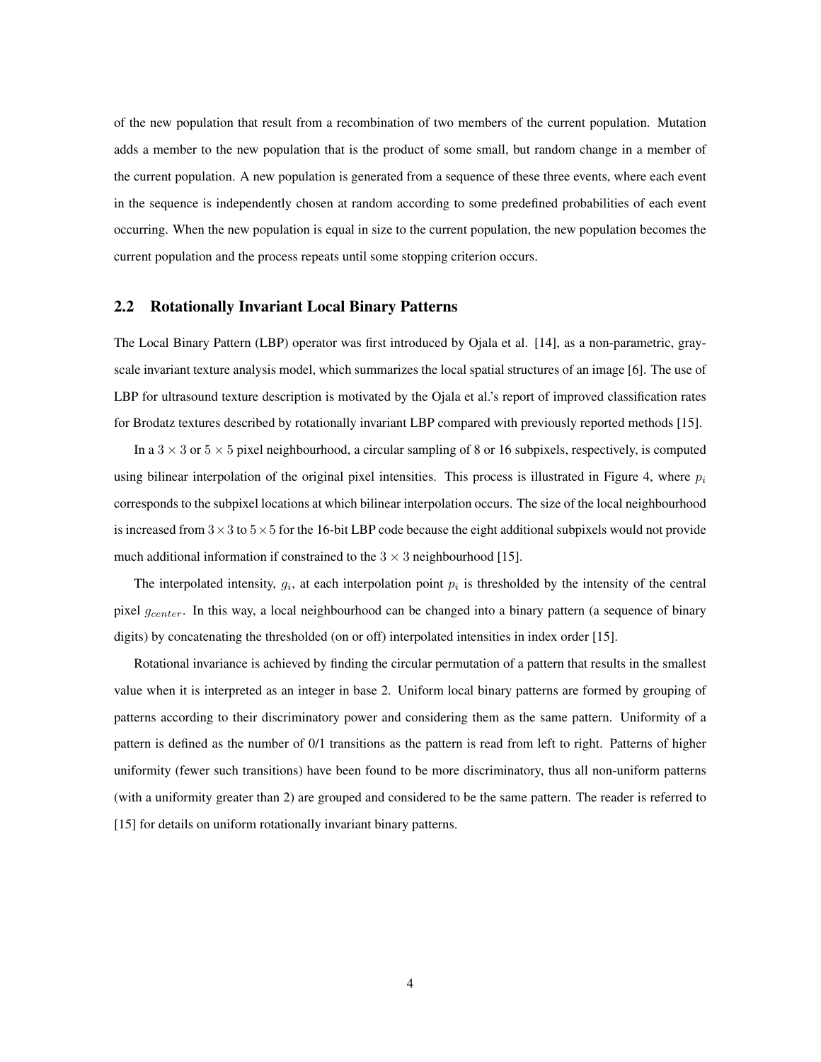of the new population that result from a recombination of two members of the current population. Mutation adds a member to the new population that is the product of some small, but random change in a member of the current population. A new population is generated from a sequence of these three events, where each event in the sequence is independently chosen at random according to some predefined probabilities of each event occurring. When the new population is equal in size to the current population, the new population becomes the current population and the process repeats until some stopping criterion occurs.

## 2.2 Rotationally Invariant Local Binary Patterns

The Local Binary Pattern (LBP) operator was first introduced by Ojala et al. [14], as a non-parametric, gray-scale invariant texture analysis model, which summarizes the local spatial structures of an image [6]. The use of LBP for ultrasound texture description is motivated by the Ojala et al.'s report of improved classification rates for Brodatz textures described by rotationally invariant LBP compared with previously reported methods [15].

In a $3 \times 3$ or $5 \times 5$ pixel neighbourhood, a circular sampling of 8 or 16 subpixels, respectively, is computed using bilinear interpolation of the original pixel intensities. This process is illustrated in Figure 4, where $p_i$ corresponds to the subpixel locations at which bilinear interpolation occurs. The size of the local neighbourhood is increased from $3 \times 3$ to $5 \times 5$ for the 16-bit LBP code because the eight additional subpixels would not provide much additional information if constrained to the $3 \times 3$ neighbourhood [15].

The interpolated intensity, $g_i$, at each interpolation point $p_i$ is thresholded by the intensity of the central pixel $g_{center}$. In this way, a local neighbourhood can be changed into a binary pattern (a sequence of binary digits) by concatenating the thresholded (on or off) interpolated intensities in index order [15].

Rotational invariance is achieved by finding the circular permutation of a pattern that results in the smallest value when it is interpreted as an integer in base 2. Uniform local binary patterns are formed by grouping of patterns according to their discriminatory power and considering them as the same pattern. Uniformity of a pattern is defined as the number of 0/1 transitions as the pattern is read from left to right. Patterns of higher uniformity (fewer such transitions) have been found to be more discriminatory, thus all non-uniform patterns (with a uniformity greater than 2) are grouped and considered to be the same pattern. The reader is referred to [15] for details on uniform rotationally invariant binary patterns.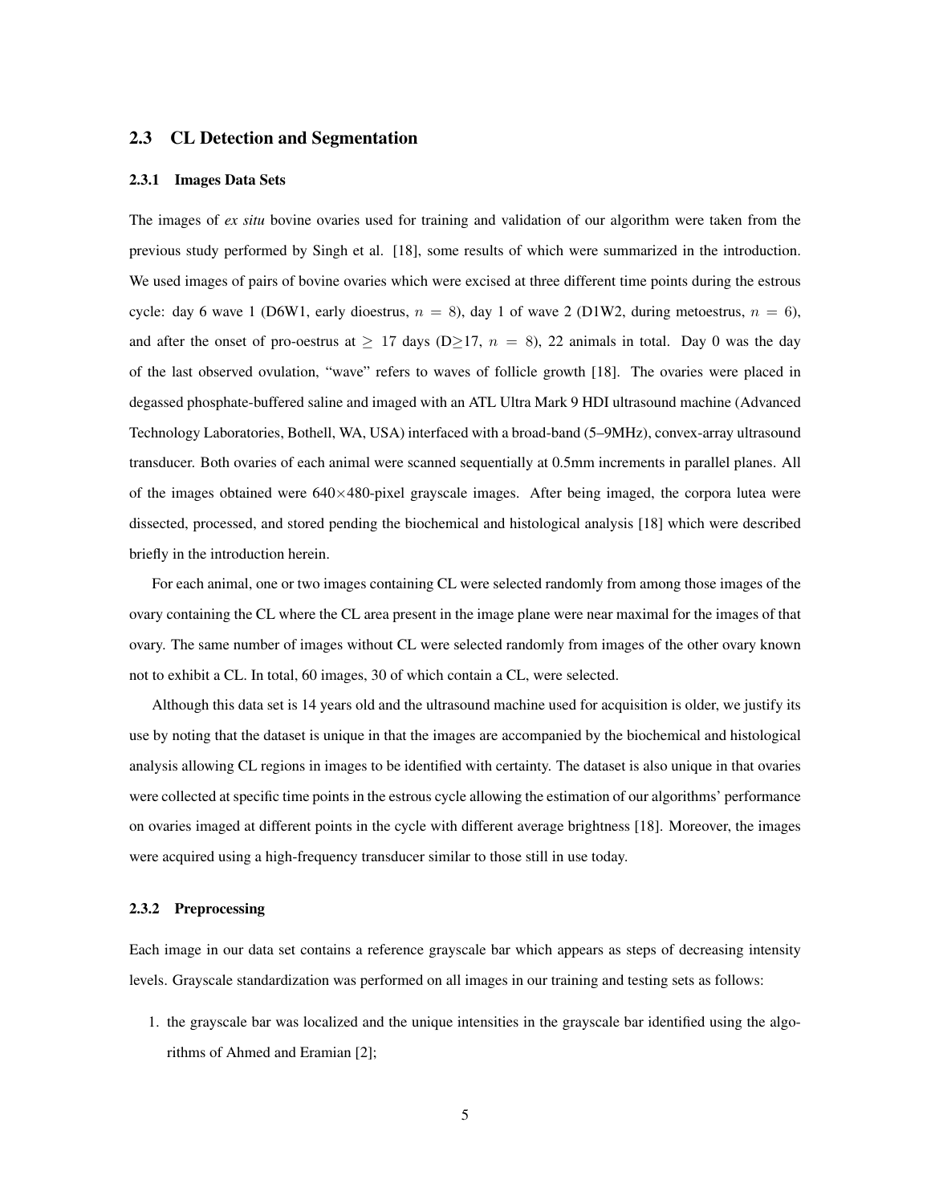## 2.3 CL Detection and Segmentation

### 2.3.1 Images Data Sets

The images of *ex situ* bovine ovaries used for training and validation of our algorithm were taken from the previous study performed by Singh et al. [18], some results of which were summarized in the introduction. We used images of pairs of bovine ovaries which were excised at three different time points during the estrous cycle: day 6 wave 1 (D6W1, early dioestrus, $n = 8$), day 1 of wave 2 (D1W2, during metoestrus, $n = 6$), and after the onset of pro-oestrus at $\geq$ 17 days (D$\geq$17, $n = 8$), 22 animals in total. Day 0 was the day of the last observed ovulation, "wave" refers to waves of follicle growth [18]. The ovaries were placed in degassed phosphate-buffered saline and imaged with an ATL Ultra Mark 9 HDI ultrasound machine (Advanced Technology Laboratories, Bothell, WA, USA) interfaced with a broad-band (5–9MHz), convex-array ultrasound transducer. Both ovaries of each animal were scanned sequentially at 0.5mm increments in parallel planes. All of the images obtained were 640$\times$480-pixel grayscale images. After being imaged, the corpora lutea were dissected, processed, and stored pending the biochemical and histological analysis [18] which were described briefly in the introduction herein.

For each animal, one or two images containing CL were selected randomly from among those images of the ovary containing the CL where the CL area present in the image plane were near maximal for the images of that ovary. The same number of images without CL were selected randomly from images of the other ovary known not to exhibit a CL. In total, 60 images, 30 of which contain a CL, were selected.

Although this data set is 14 years old and the ultrasound machine used for acquisition is older, we justify its use by noting that the dataset is unique in that the images are accompanied by the biochemical and histological analysis allowing CL regions in images to be identified with certainty. The dataset is also unique in that ovaries were collected at specific time points in the estrous cycle allowing the estimation of our algorithms' performance on ovaries imaged at different points in the cycle with different average brightness [18]. Moreover, the images were acquired using a high-frequency transducer similar to those still in use today.

### 2.3.2 Preprocessing

Each image in our data set contains a reference grayscale bar which appears as steps of decreasing intensity levels. Grayscale standardization was performed on all images in our training and testing sets as follows:

1. the grayscale bar was localized and the unique intensities in the grayscale bar identified using the algorithms of Ahmed and Eramian [2];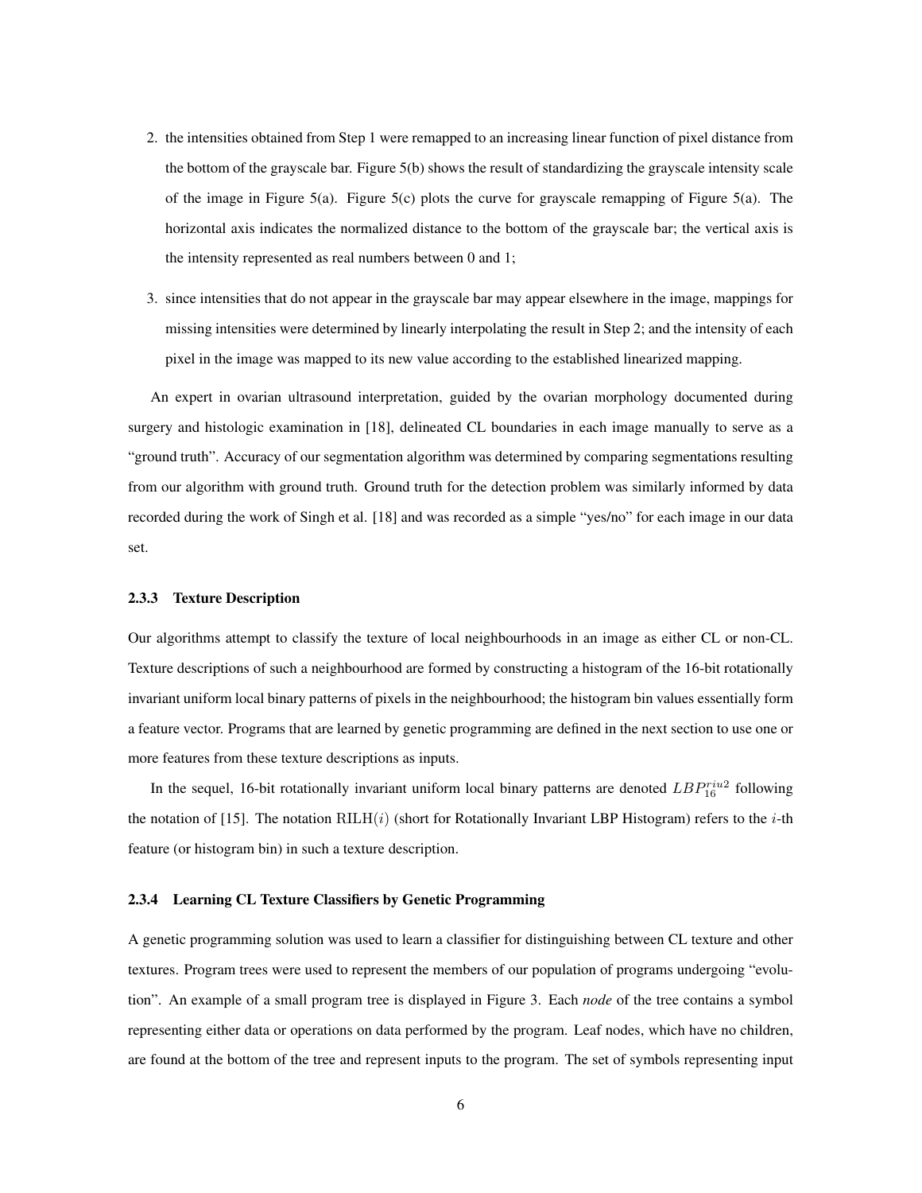2. the intensities obtained from Step 1 were remapped to an increasing linear function of pixel distance from the bottom of the grayscale bar. Figure 5(b) shows the result of standardizing the grayscale intensity scale of the image in Figure 5(a). Figure 5(c) plots the curve for grayscale remapping of Figure 5(a). The horizontal axis indicates the normalized distance to the bottom of the grayscale bar; the vertical axis is the intensity represented as real numbers between 0 and 1;

3. since intensities that do not appear in the grayscale bar may appear elsewhere in the image, mappings for missing intensities were determined by linearly interpolating the result in Step 2; and the intensity of each pixel in the image was mapped to its new value according to the established linearized mapping.

An expert in ovarian ultrasound interpretation, guided by the ovarian morphology documented during surgery and histologic examination in [18], delineated CL boundaries in each image manually to serve as a "ground truth". Accuracy of our segmentation algorithm was determined by comparing segmentations resulting from our algorithm with ground truth. Ground truth for the detection problem was similarly informed by data recorded during the work of Singh et al. [18] and was recorded as a simple "yes/no" for each image in our data set.

#### 2.3.3 Texture Description

Our algorithms attempt to classify the texture of local neighbourhoods in an image as either CL or non-CL. Texture descriptions of such a neighbourhood are formed by constructing a histogram of the 16-bit rotationally invariant uniform local binary patterns of pixels in the neighbourhood; the histogram bin values essentially form a feature vector. Programs that are learned by genetic programming are defined in the next section to use one or more features from these texture descriptions as inputs.

In the sequel, 16-bit rotationally invariant uniform local binary patterns are denoted $LBP_{16}^{riu2}$ following the notation of [15]. The notation $\mathrm{RILH}(i)$ (short for Rotationally Invariant LBP Histogram) refers to the $i$-th feature (or histogram bin) in such a texture description.

#### 2.3.4 Learning CL Texture Classifiers by Genetic Programming

A genetic programming solution was used to learn a classifier for distinguishing between CL texture and other textures. Program trees were used to represent the members of our population of programs undergoing "evolution". An example of a small program tree is displayed in Figure 3. Each *node* of the tree contains a symbol representing either data or operations on data performed by the program. Leaf nodes, which have no children, are found at the bottom of the tree and represent inputs to the program. The set of symbols representing input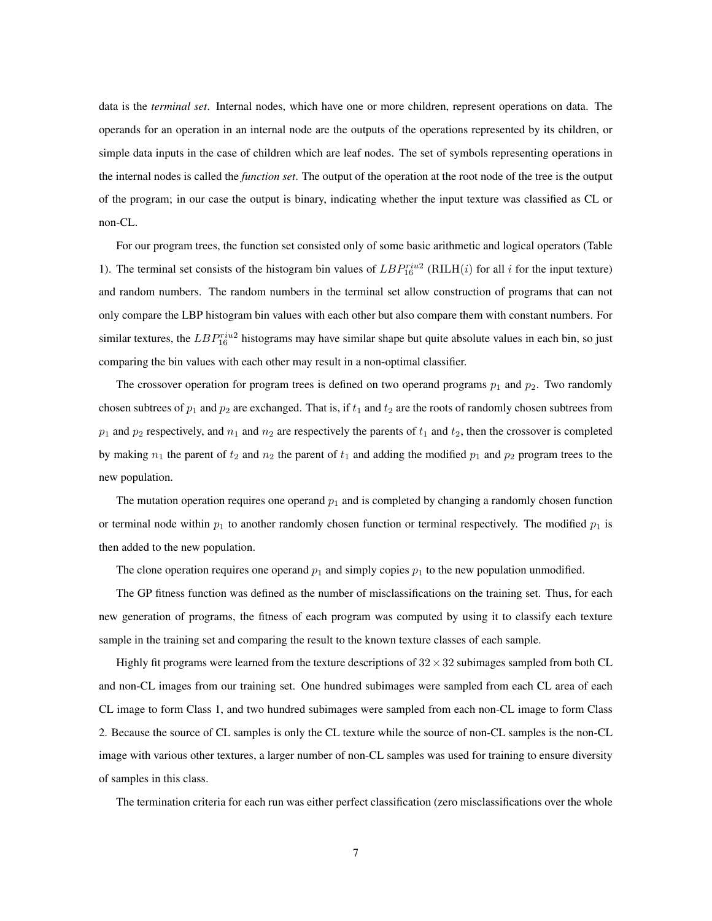data is the *terminal set*. Internal nodes, which have one or more children, represent operations on data. The operands for an operation in an internal node are the outputs of the operations represented by its children, or simple data inputs in the case of children which are leaf nodes. The set of symbols representing operations in the internal nodes is called the *function set*. The output of the operation at the root node of the tree is the output of the program; in our case the output is binary, indicating whether the input texture was classified as CL or non-CL.

For our program trees, the function set consisted only of some basic arithmetic and logical operators (Table 1). The terminal set consists of the histogram bin values of $LBP_{16}^{riu2}$ (RILH($i$) for all $i$ for the input texture) and random numbers. The random numbers in the terminal set allow construction of programs that can not only compare the LBP histogram bin values with each other but also compare them with constant numbers. For similar textures, the $LBP_{16}^{riu2}$ histograms may have similar shape but quite absolute values in each bin, so just comparing the bin values with each other may result in a non-optimal classifier.

The crossover operation for program trees is defined on two operand programs $p_1$ and $p_2$. Two randomly chosen subtrees of $p_1$ and $p_2$ are exchanged. That is, if $t_1$ and $t_2$ are the roots of randomly chosen subtrees from $p_1$ and $p_2$ respectively, and $n_1$ and $n_2$ are respectively the parents of $t_1$ and $t_2$, then the crossover is completed by making $n_1$ the parent of $t_2$ and $n_2$ the parent of $t_1$ and adding the modified $p_1$ and $p_2$ program trees to the new population.

The mutation operation requires one operand $p_1$ and is completed by changing a randomly chosen function or terminal node within $p_1$ to another randomly chosen function or terminal respectively. The modified $p_1$ is then added to the new population.

The clone operation requires one operand $p_1$ and simply copies $p_1$ to the new population unmodified.

The GP fitness function was defined as the number of misclassifications on the training set. Thus, for each new generation of programs, the fitness of each program was computed by using it to classify each texture sample in the training set and comparing the result to the known texture classes of each sample.

Highly fit programs were learned from the texture descriptions of $32 \times 32$ subimages sampled from both CL and non-CL images from our training set. One hundred subimages were sampled from each CL area of each CL image to form Class 1, and two hundred subimages were sampled from each non-CL image to form Class 2. Because the source of CL samples is only the CL texture while the source of non-CL samples is the non-CL image with various other textures, a larger number of non-CL samples was used for training to ensure diversity of samples in this class.

The termination criteria for each run was either perfect classification (zero misclassifications over the whole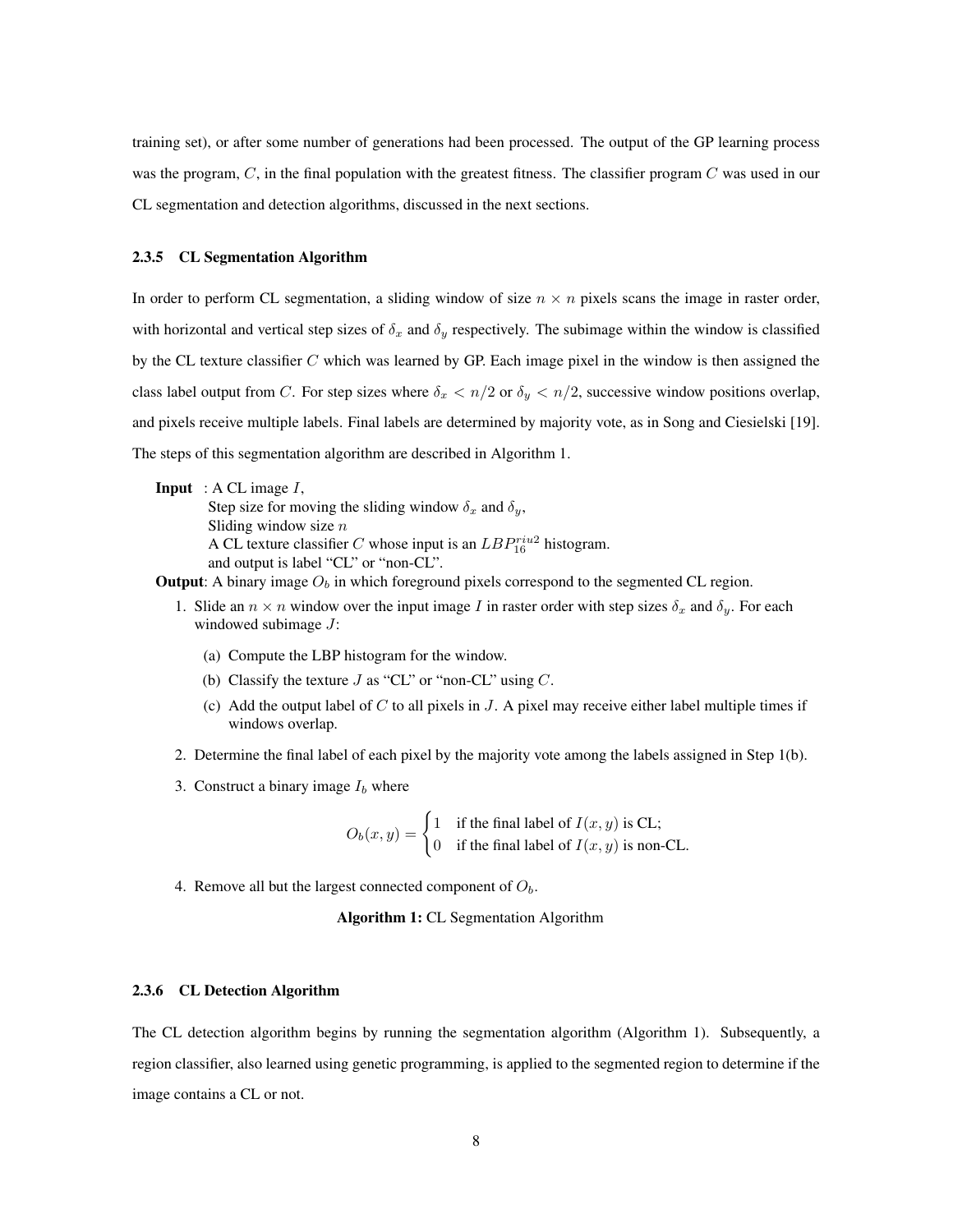training set), or after some number of generations had been processed. The output of the GP learning process was the program, $C$, in the final population with the greatest fitness. The classifier program $C$ was used in our CL segmentation and detection algorithms, discussed in the next sections.

### 2.3.5 CL Segmentation Algorithm

In order to perform CL segmentation, a sliding window of size $n \times n$ pixels scans the image in raster order, with horizontal and vertical step sizes of $\delta_x$ and $\delta_y$ respectively. The subimage within the window is classified by the CL texture classifier $C$ which was learned by GP. Each image pixel in the window is then assigned the class label output from $C$. For step sizes where $\delta_x < n/2$ or $\delta_y < n/2$, successive window positions overlap, and pixels receive multiple labels. Final labels are determined by majority vote, as in Song and Ciesielski [19]. The steps of this segmentation algorithm are described in Algorithm 1.

**Input** : A CL image $I$,
Step size for moving the sliding window $\delta_x$ and $\delta_y$,
Sliding window size $n$
A CL texture classifier $C$ whose input is an $LBP_{16}^{riu2}$ histogram.
and output is label "CL" or "non-CL".

**Output**: A binary image $O_b$ in which foreground pixels correspond to the segmented CL region.

1. Slide an $n \times n$ window over the input image $I$ in raster order with step sizes $\delta_x$ and $\delta_y$. For each windowed subimage $J$:
   (a) Compute the LBP histogram for the window.
   (b) Classify the texture $J$ as "CL" or "non-CL" using $C$.
   (c) Add the output label of $C$ to all pixels in $J$. A pixel may receive either label multiple times if windows overlap.
2. Determine the final label of each pixel by the majority vote among the labels assigned in Step 1(b).
3. Construct a binary image $I_b$ where

$$O_b(x, y) = \begin{cases} 1 & \text{if the final label of } I(x, y) \text{ is CL;} \\ 0 & \text{if the final label of } I(x, y) \text{ is non-CL.} \end{cases}$$

4. Remove all but the largest connected component of $O_b$.

**Algorithm 1:** CL Segmentation Algorithm

### 2.3.6 CL Detection Algorithm

The CL detection algorithm begins by running the segmentation algorithm (Algorithm 1). Subsequently, a region classifier, also learned using genetic programming, is applied to the segmented region to determine if the image contains a CL or not.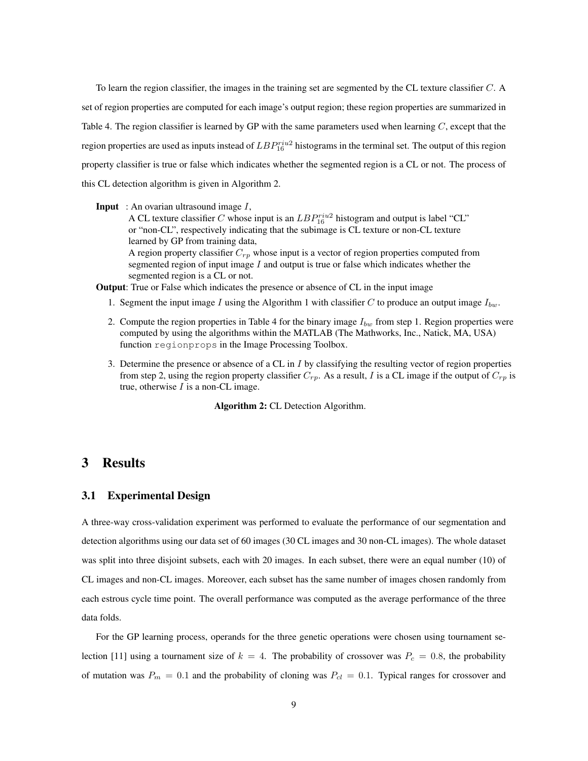To learn the region classifier, the images in the training set are segmented by the CL texture classifier $C$. A set of region properties are computed for each image's output region; these region properties are summarized in Table 4. The region classifier is learned by GP with the same parameters used when learning $C$, except that the region properties are used as inputs instead of $LBP_{16}^{riu2}$ histograms in the terminal set. The output of this region property classifier is true or false which indicates whether the segmented region is a CL or not. The process of this CL detection algorithm is given in Algorithm 2.

**Input** : An ovarian ultrasound image $I$,
A CL texture classifier $C$ whose input is an $LBP_{16}^{riu2}$ histogram and output is label "CL" or "non-CL", respectively indicating that the subimage is CL texture or non-CL texture learned by GP from training data,
A region property classifier $C_{rp}$ whose input is a vector of region properties computed from segmented region of input image $I$ and output is true or false which indicates whether the segmented region is a CL or not.

**Output**: True or False which indicates the presence or absence of CL in the input image

1. Segment the input image $I$ using the Algorithm 1 with classifier $C$ to produce an output image $I_{bw}$.
2. Compute the region properties in Table 4 for the binary image $I_{bw}$ from step 1. Region properties were computed by using the algorithms within the MATLAB (The Mathworks, Inc., Natick, MA, USA) function `regionprops` in the Image Processing Toolbox.
3. Determine the presence or absence of a CL in $I$ by classifying the resulting vector of region properties from step 2, using the region property classifier $C_{rp}$. As a result, $I$ is a CL image if the output of $C_{rp}$ is true, otherwise $I$ is a non-CL image.

**Algorithm 2:** CL Detection Algorithm.

# 3 Results

## 3.1 Experimental Design

A three-way cross-validation experiment was performed to evaluate the performance of our segmentation and detection algorithms using our data set of 60 images (30 CL images and 30 non-CL images). The whole dataset was split into three disjoint subsets, each with 20 images. In each subset, there were an equal number (10) of CL images and non-CL images. Moreover, each subset has the same number of images chosen randomly from each estrous cycle time point. The overall performance was computed as the average performance of the three data folds.

For the GP learning process, operands for the three genetic operations were chosen using tournament selection [11] using a tournament size of $k = 4$. The probability of crossover was $P_c = 0.8$, the probability of mutation was $P_m = 0.1$ and the probability of cloning was $P_{cl} = 0.1$. Typical ranges for crossover and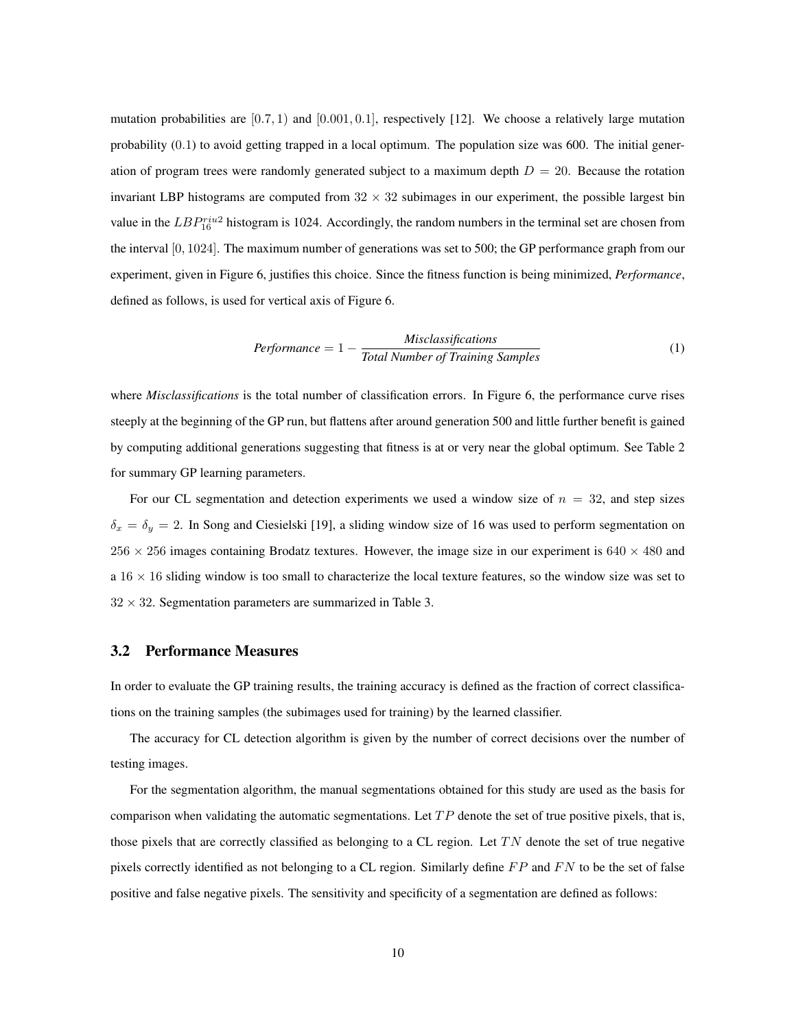mutation probabilities are $[0.7, 1)$ and $[0.001, 0.1]$, respectively [12]. We choose a relatively large mutation probability (0.1) to avoid getting trapped in a local optimum. The population size was 600. The initial generation of program trees were randomly generated subject to a maximum depth $D = 20$. Because the rotation invariant LBP histograms are computed from $32 \times 32$ subimages in our experiment, the possible largest bin value in the $LBP_{16}^{riu2}$ histogram is 1024. Accordingly, the random numbers in the terminal set are chosen from the interval $[0, 1024]$. The maximum number of generations was set to 500; the GP performance graph from our experiment, given in Figure 6, justifies this choice. Since the fitness function is being minimized, *Performance*, defined as follows, is used for vertical axis of Figure 6.

$$\textit{Performance} = 1 - \frac{\textit{Misclassifications}}{\textit{Total Number of Training Samples}} \tag{1}$$

where *Misclassifications* is the total number of classification errors. In Figure 6, the performance curve rises steeply at the beginning of the GP run, but flattens after around generation 500 and little further benefit is gained by computing additional generations suggesting that fitness is at or very near the global optimum. See Table 2 for summary GP learning parameters.

For our CL segmentation and detection experiments we used a window size of $n = 32$, and step sizes $\delta_x = \delta_y = 2$. In Song and Ciesielski [19], a sliding window size of 16 was used to perform segmentation on $256 \times 256$ images containing Brodatz textures. However, the image size in our experiment is $640 \times 480$ and a $16 \times 16$ sliding window is too small to characterize the local texture features, so the window size was set to $32 \times 32$. Segmentation parameters are summarized in Table 3.

### 3.2 Performance Measures

In order to evaluate the GP training results, the training accuracy is defined as the fraction of correct classifications on the training samples (the subimages used for training) by the learned classifier.

The accuracy for CL detection algorithm is given by the number of correct decisions over the number of testing images.

For the segmentation algorithm, the manual segmentations obtained for this study are used as the basis for comparison when validating the automatic segmentations. Let $TP$ denote the set of true positive pixels, that is, those pixels that are correctly classified as belonging to a CL region. Let $TN$ denote the set of true negative pixels correctly identified as not belonging to a CL region. Similarly define $FP$ and $FN$ to be the set of false positive and false negative pixels. The sensitivity and specificity of a segmentation are defined as follows: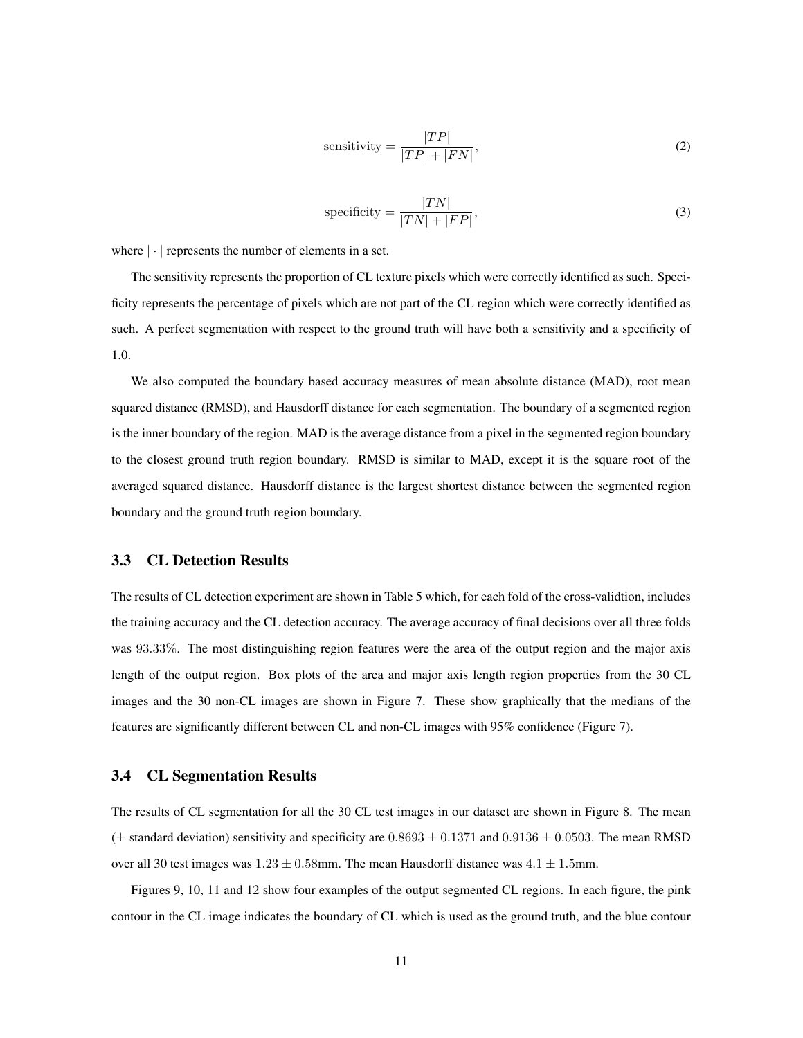$$\text{sensitivity} = \frac{|TP|}{|TP| + |FN|}, \tag{2}$$

$$\text{specificity} = \frac{|TN|}{|TN| + |FP|}, \tag{3}$$

where $|\cdot|$ represents the number of elements in a set.

The sensitivity represents the proportion of CL texture pixels which were correctly identified as such. Specificity represents the percentage of pixels which are not part of the CL region which were correctly identified as such. A perfect segmentation with respect to the ground truth will have both a sensitivity and a specificity of 1.0.

We also computed the boundary based accuracy measures of mean absolute distance (MAD), root mean squared distance (RMSD), and Hausdorff distance for each segmentation. The boundary of a segmented region is the inner boundary of the region. MAD is the average distance from a pixel in the segmented region boundary to the closest ground truth region boundary. RMSD is similar to MAD, except it is the square root of the averaged squared distance. Hausdorff distance is the largest shortest distance between the segmented region boundary and the ground truth region boundary.

### 3.3 CL Detection Results

The results of CL detection experiment are shown in Table 5 which, for each fold of the cross-validtion, includes the training accuracy and the CL detection accuracy. The average accuracy of final decisions over all three folds was $93.33\%$. The most distinguishing region features were the area of the output region and the major axis length of the output region. Box plots of the area and major axis length region properties from the 30 CL images and the 30 non-CL images are shown in Figure 7. These show graphically that the medians of the features are significantly different between CL and non-CL images with 95% confidence (Figure 7).

### 3.4 CL Segmentation Results

The results of CL segmentation for all the 30 CL test images in our dataset are shown in Figure 8. The mean ($\pm$ standard deviation) sensitivity and specificity are $0.8693 \pm 0.1371$ and $0.9136 \pm 0.0503$. The mean RMSD over all 30 test images was $1.23 \pm 0.58$mm. The mean Hausdorff distance was $4.1 \pm 1.5$mm.

Figures 9, 10, 11 and 12 show four examples of the output segmented CL regions. In each figure, the pink contour in the CL image indicates the boundary of CL which is used as the ground truth, and the blue contour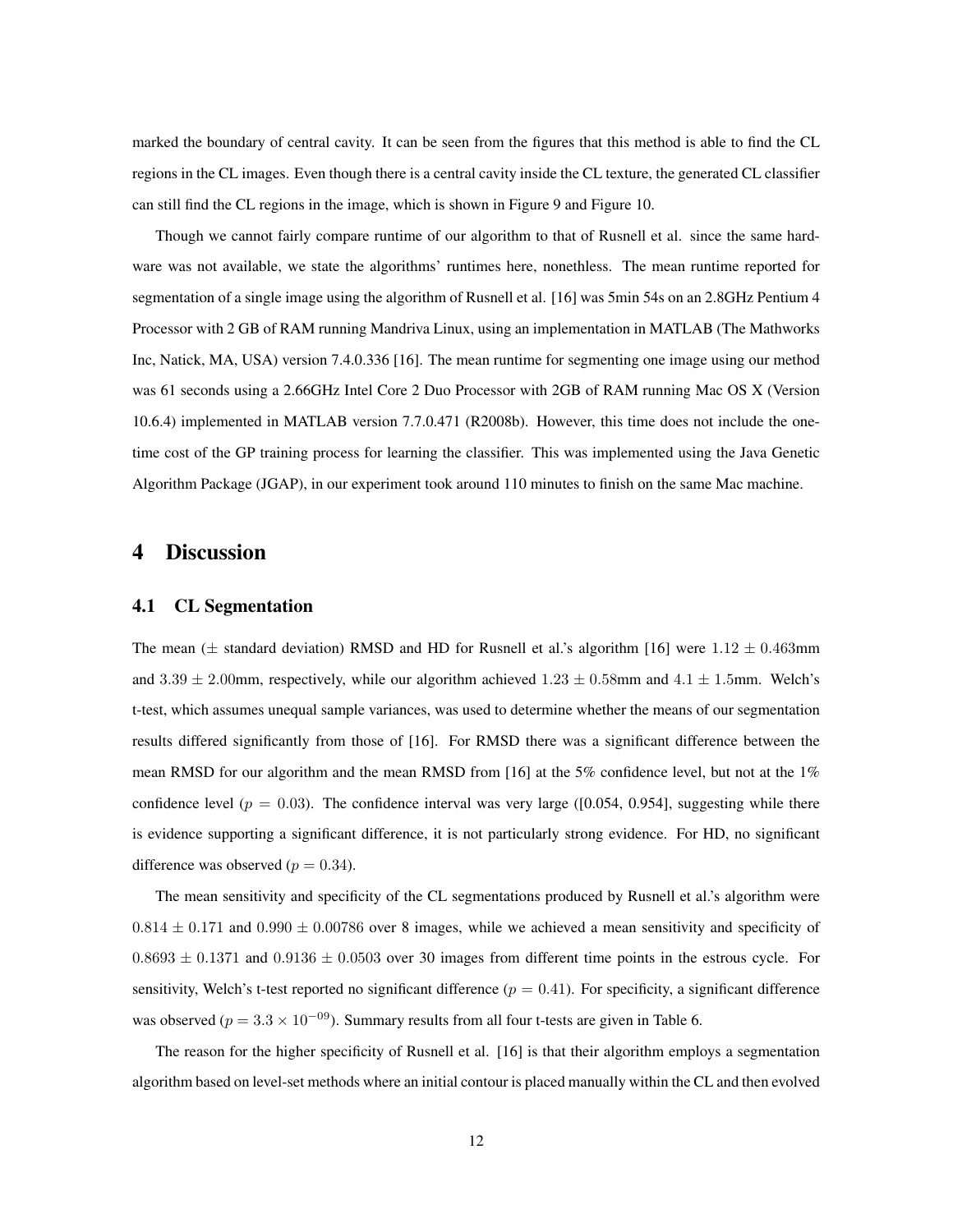marked the boundary of central cavity. It can be seen from the figures that this method is able to find the CL regions in the CL images. Even though there is a central cavity inside the CL texture, the generated CL classifier can still find the CL regions in the image, which is shown in Figure 9 and Figure 10.

Though we cannot fairly compare runtime of our algorithm to that of Rusnell et al. since the same hardware was not available, we state the algorithms' runtimes here, nonethless. The mean runtime reported for segmentation of a single image using the algorithm of Rusnell et al. [16] was 5min 54s on an 2.8GHz Pentium 4 Processor with 2 GB of RAM running Mandriva Linux, using an implementation in MATLAB (The Mathworks Inc, Natick, MA, USA) version 7.4.0.336 [16]. The mean runtime for segmenting one image using our method was 61 seconds using a 2.66GHz Intel Core 2 Duo Processor with 2GB of RAM running Mac OS X (Version 10.6.4) implemented in MATLAB version 7.7.0.471 (R2008b). However, this time does not include the one-time cost of the GP training process for learning the classifier. This was implemented using the Java Genetic Algorithm Package (JGAP), in our experiment took around 110 minutes to finish on the same Mac machine.

# 4 Discussion

## 4.1 CL Segmentation

The mean ($\pm$ standard deviation) RMSD and HD for Rusnell et al.'s algorithm [16] were $1.12 \pm 0.463$mm and $3.39 \pm 2.00$mm, respectively, while our algorithm achieved $1.23 \pm 0.58$mm and $4.1 \pm 1.5$mm. Welch's t-test, which assumes unequal sample variances, was used to determine whether the means of our segmentation results differed significantly from those of [16]. For RMSD there was a significant difference between the mean RMSD for our algorithm and the mean RMSD from [16] at the 5% confidence level, but not at the 1% confidence level ($p = 0.03$). The confidence interval was very large ([0.054, 0.954], suggesting while there is evidence supporting a significant difference, it is not particularly strong evidence. For HD, no significant difference was observed ($p = 0.34$).

The mean sensitivity and specificity of the CL segmentations produced by Rusnell et al.'s algorithm were $0.814 \pm 0.171$ and $0.990 \pm 0.00786$ over 8 images, while we achieved a mean sensitivity and specificity of $0.8693 \pm 0.1371$ and $0.9136 \pm 0.0503$ over 30 images from different time points in the estrous cycle. For sensitivity, Welch's t-test reported no significant difference ($p = 0.41$). For specificity, a significant difference was observed ($p = 3.3 \times 10^{-09}$). Summary results from all four t-tests are given in Table 6.

The reason for the higher specificity of Rusnell et al. [16] is that their algorithm employs a segmentation algorithm based on level-set methods where an initial contour is placed manually within the CL and then evolved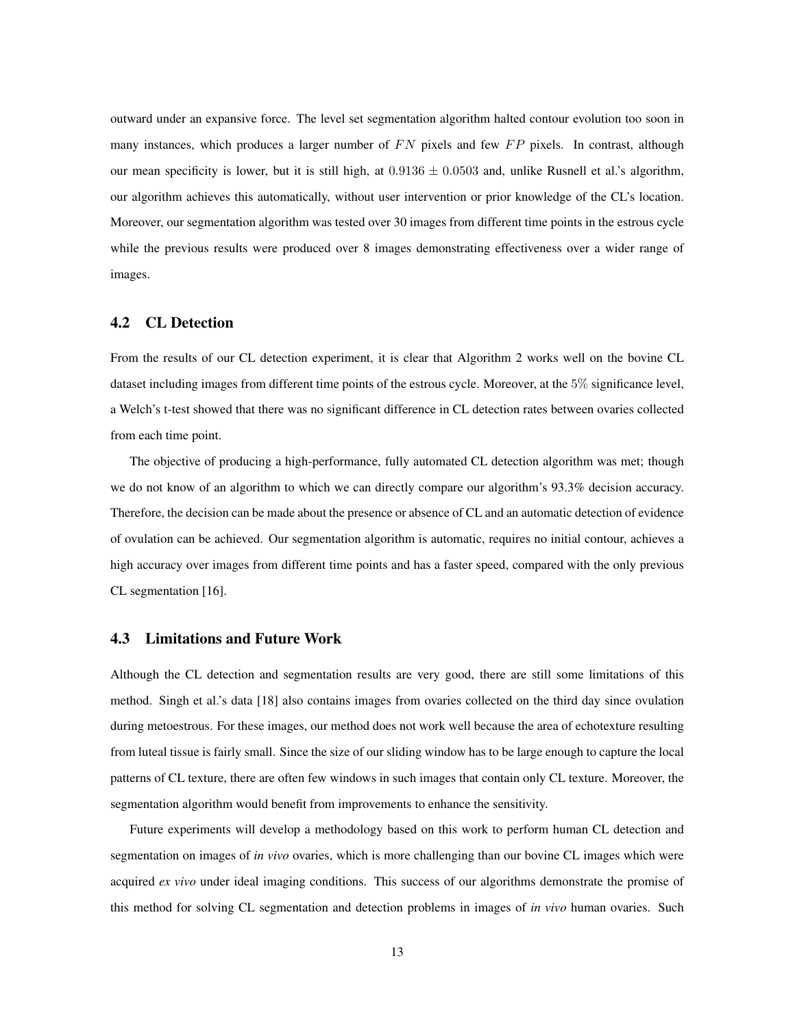outward under an expansive force. The level set segmentation algorithm halted contour evolution too soon in many instances, which produces a larger number of $FN$ pixels and few $FP$ pixels. In contrast, although our mean specificity is lower, but it is still high, at $0.9136 \pm 0.0503$ and, unlike Rusnell et al.'s algorithm, our algorithm achieves this automatically, without user intervention or prior knowledge of the CL's location. Moreover, our segmentation algorithm was tested over 30 images from different time points in the estrous cycle while the previous results were produced over 8 images demonstrating effectiveness over a wider range of images.

### 4.2 CL Detection

From the results of our CL detection experiment, it is clear that Algorithm 2 works well on the bovine CL dataset including images from different time points of the estrous cycle. Moreover, at the $5\%$ significance level, a Welch's t-test showed that there was no significant difference in CL detection rates between ovaries collected from each time point.

The objective of producing a high-performance, fully automated CL detection algorithm was met; though we do not know of an algorithm to which we can directly compare our algorithm's 93.3% decision accuracy. Therefore, the decision can be made about the presence or absence of CL and an automatic detection of evidence of ovulation can be achieved. Our segmentation algorithm is automatic, requires no initial contour, achieves a high accuracy over images from different time points and has a faster speed, compared with the only previous CL segmentation [16].

### 4.3 Limitations and Future Work

Although the CL detection and segmentation results are very good, there are still some limitations of this method. Singh et al.'s data [18] also contains images from ovaries collected on the third day since ovulation during metoestrous. For these images, our method does not work well because the area of echotexture resulting from luteal tissue is fairly small. Since the size of our sliding window has to be large enough to capture the local patterns of CL texture, there are often few windows in such images that contain only CL texture. Moreover, the segmentation algorithm would benefit from improvements to enhance the sensitivity.

Future experiments will develop a methodology based on this work to perform human CL detection and segmentation on images of *in vivo* ovaries, which is more challenging than our bovine CL images which were acquired *ex vivo* under ideal imaging conditions. This success of our algorithms demonstrate the promise of this method for solving CL segmentation and detection problems in images of *in vivo* human ovaries. Such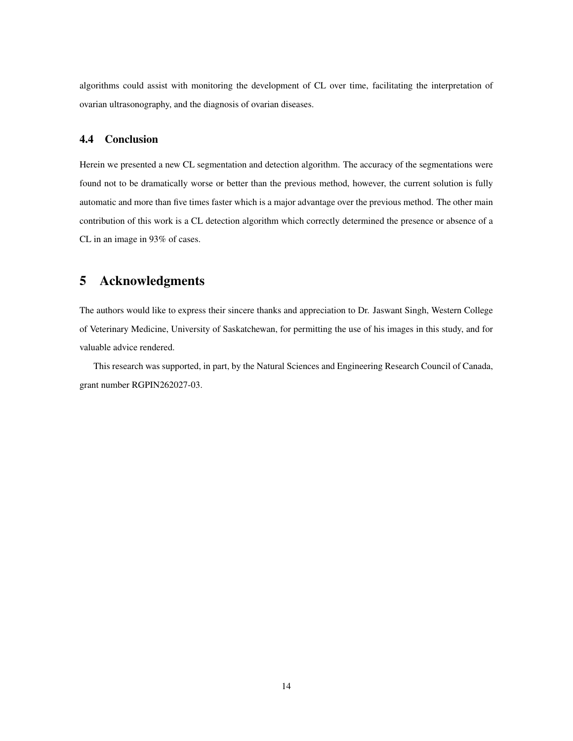algorithms could assist with monitoring the development of CL over time, facilitating the interpretation of ovarian ultrasonography, and the diagnosis of ovarian diseases.

### 4.4 Conclusion

Herein we presented a new CL segmentation and detection algorithm. The accuracy of the segmentations were found not to be dramatically worse or better than the previous method, however, the current solution is fully automatic and more than five times faster which is a major advantage over the previous method. The other main contribution of this work is a CL detection algorithm which correctly determined the presence or absence of a CL in an image in 93% of cases.

## 5 Acknowledgments

The authors would like to express their sincere thanks and appreciation to Dr. Jaswant Singh, Western College of Veterinary Medicine, University of Saskatchewan, for permitting the use of his images in this study, and for valuable advice rendered.

This research was supported, in part, by the Natural Sciences and Engineering Research Council of Canada, grant number RGPIN262027-03.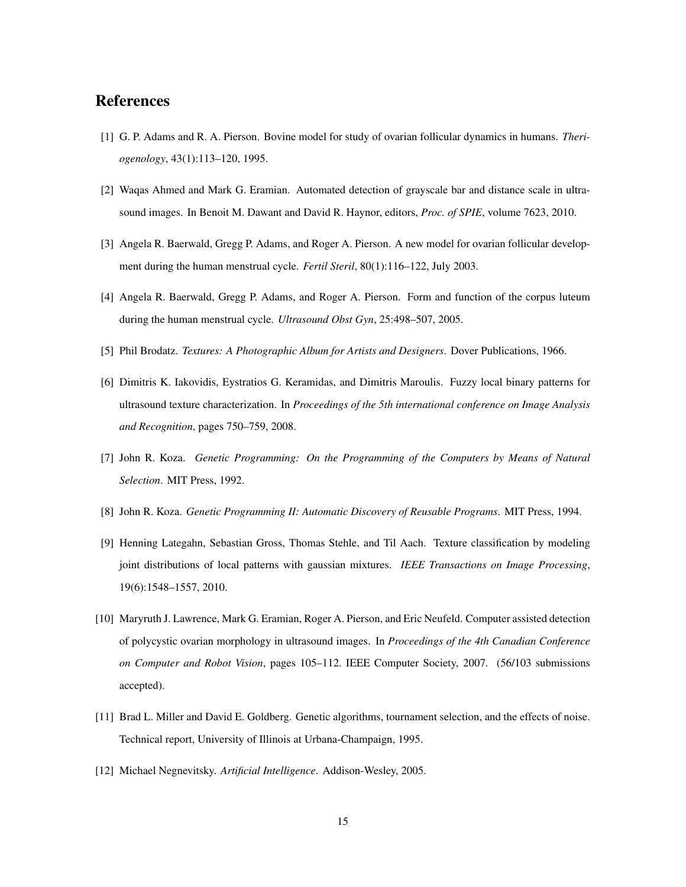## References

[1] G. P. Adams and R. A. Pierson. Bovine model for study of ovarian follicular dynamics in humans. *Theriogenology*, 43(1):113–120, 1995.

[2] Waqas Ahmed and Mark G. Eramian. Automated detection of grayscale bar and distance scale in ultrasound images. In Benoit M. Dawant and David R. Haynor, editors, *Proc. of SPIE*, volume 7623, 2010.

[3] Angela R. Baerwald, Gregg P. Adams, and Roger A. Pierson. A new model for ovarian follicular development during the human menstrual cycle. *Fertil Steril*, 80(1):116–122, July 2003.

[4] Angela R. Baerwald, Gregg P. Adams, and Roger A. Pierson. Form and function of the corpus luteum during the human menstrual cycle. *Ultrasound Obst Gyn*, 25:498–507, 2005.

[5] Phil Brodatz. *Textures: A Photographic Album for Artists and Designers*. Dover Publications, 1966.

[6] Dimitris K. Iakovidis, Eystratios G. Keramidas, and Dimitris Maroulis. Fuzzy local binary patterns for ultrasound texture characterization. In *Proceedings of the 5th international conference on Image Analysis and Recognition*, pages 750–759, 2008.

[7] John R. Koza. *Genetic Programming: On the Programming of the Computers by Means of Natural Selection*. MIT Press, 1992.

[8] John R. Koza. *Genetic Programming II: Automatic Discovery of Reusable Programs*. MIT Press, 1994.

[9] Henning Lategahn, Sebastian Gross, Thomas Stehle, and Til Aach. Texture classification by modeling joint distributions of local patterns with gaussian mixtures. *IEEE Transactions on Image Processing*, 19(6):1548–1557, 2010.

[10] Maryruth J. Lawrence, Mark G. Eramian, Roger A. Pierson, and Eric Neufeld. Computer assisted detection of polycystic ovarian morphology in ultrasound images. In *Proceedings of the 4th Canadian Conference on Computer and Robot Vision*, pages 105–112. IEEE Computer Society, 2007. (56/103 submissions accepted).

[11] Brad L. Miller and David E. Goldberg. Genetic algorithms, tournament selection, and the effects of noise. Technical report, University of Illinois at Urbana-Champaign, 1995.

[12] Michael Negnevitsky. *Artificial Intelligence*. Addison-Wesley, 2005.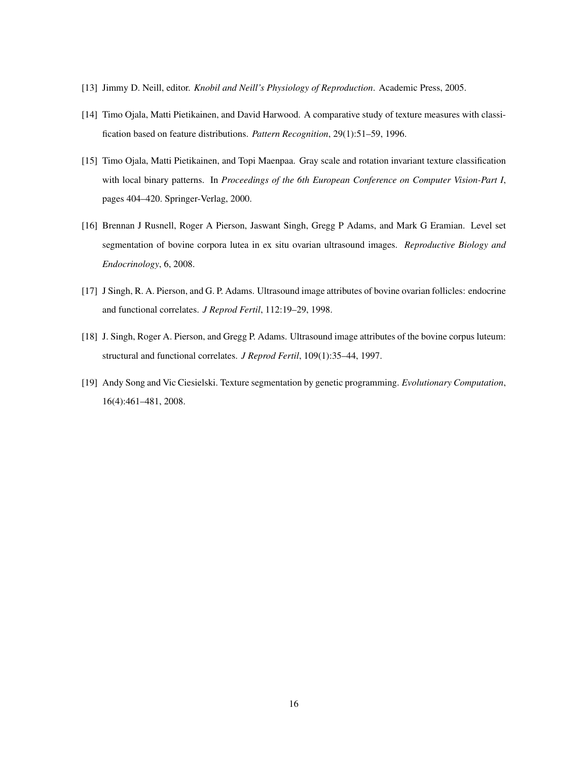[13] Jimmy D. Neill, editor. *Knobil and Neill's Physiology of Reproduction*. Academic Press, 2005.

[14] Timo Ojala, Matti Pietikainen, and David Harwood. A comparative study of texture measures with classification based on feature distributions. *Pattern Recognition*, 29(1):51–59, 1996.

[15] Timo Ojala, Matti Pietikainen, and Topi Maenpaa. Gray scale and rotation invariant texture classification with local binary patterns. In *Proceedings of the 6th European Conference on Computer Vision-Part I*, pages 404–420. Springer-Verlag, 2000.

[16] Brennan J Rusnell, Roger A Pierson, Jaswant Singh, Gregg P Adams, and Mark G Eramian. Level set segmentation of bovine corpora lutea in ex situ ovarian ultrasound images. *Reproductive Biology and Endocrinology*, 6, 2008.

[17] J Singh, R. A. Pierson, and G. P. Adams. Ultrasound image attributes of bovine ovarian follicles: endocrine and functional correlates. *J Reprod Fertil*, 112:19–29, 1998.

[18] J. Singh, Roger A. Pierson, and Gregg P. Adams. Ultrasound image attributes of the bovine corpus luteum: structural and functional correlates. *J Reprod Fertil*, 109(1):35–44, 1997.

[19] Andy Song and Vic Ciesielski. Texture segmentation by genetic programming. *Evolutionary Computation*, 16(4):461–481, 2008.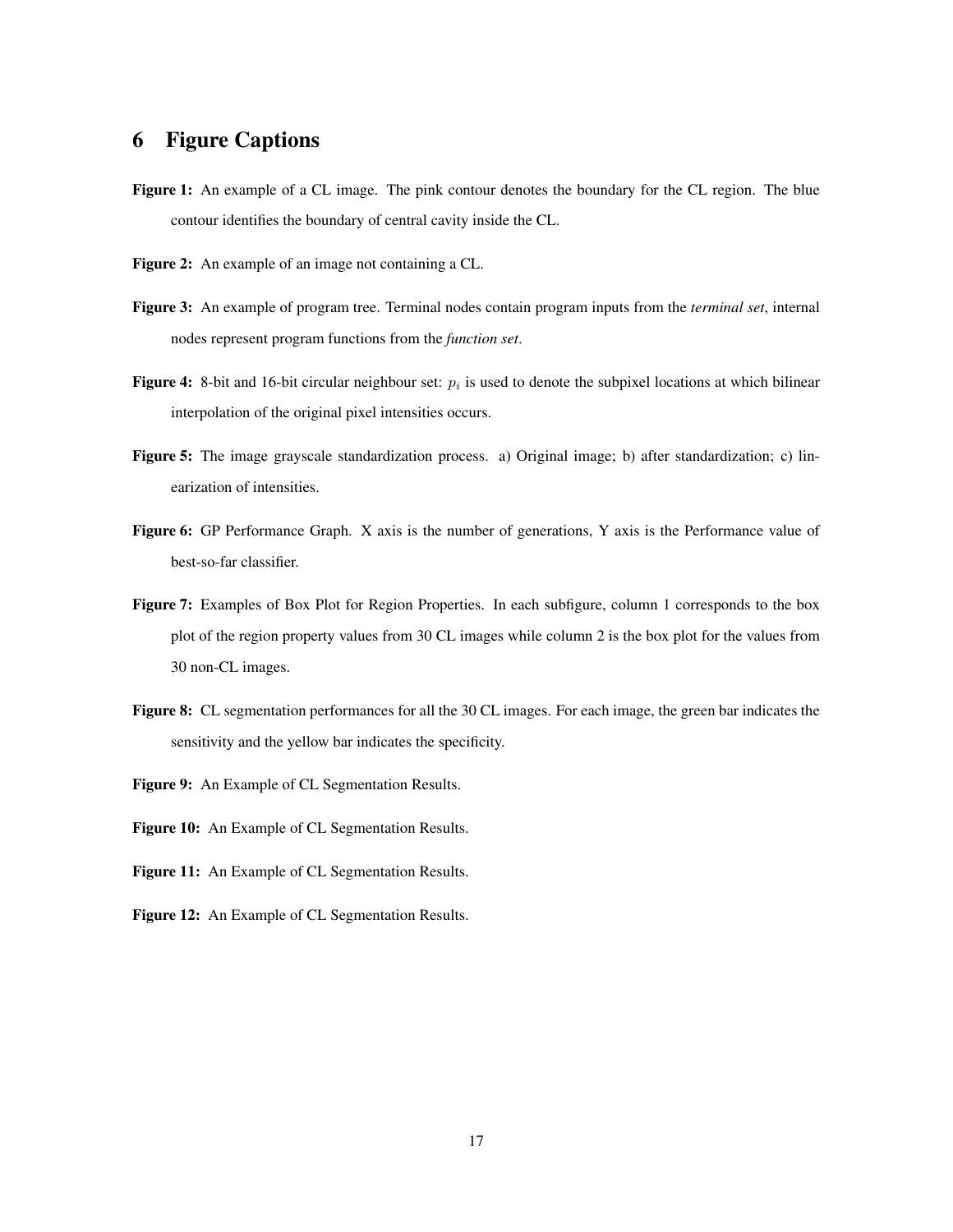## 6 Figure Captions

**Figure 1:** An example of a CL image. The pink contour denotes the boundary for the CL region. The blue contour identifies the boundary of central cavity inside the CL.

**Figure 2:** An example of an image not containing a CL.

**Figure 3:** An example of program tree. Terminal nodes contain program inputs from the *terminal set*, internal nodes represent program functions from the *function set*.

**Figure 4:** 8-bit and 16-bit circular neighbour set: $p_i$ is used to denote the subpixel locations at which bilinear interpolation of the original pixel intensities occurs.

**Figure 5:** The image grayscale standardization process. a) Original image; b) after standardization; c) linearization of intensities.

**Figure 6:** GP Performance Graph. X axis is the number of generations, Y axis is the Performance value of best-so-far classifier.

**Figure 7:** Examples of Box Plot for Region Properties. In each subfigure, column 1 corresponds to the box plot of the region property values from 30 CL images while column 2 is the box plot for the values from 30 non-CL images.

**Figure 8:** CL segmentation performances for all the 30 CL images. For each image, the green bar indicates the sensitivity and the yellow bar indicates the specificity.

**Figure 9:** An Example of CL Segmentation Results.

**Figure 10:** An Example of CL Segmentation Results.

**Figure 11:** An Example of CL Segmentation Results.

**Figure 12:** An Example of CL Segmentation Results.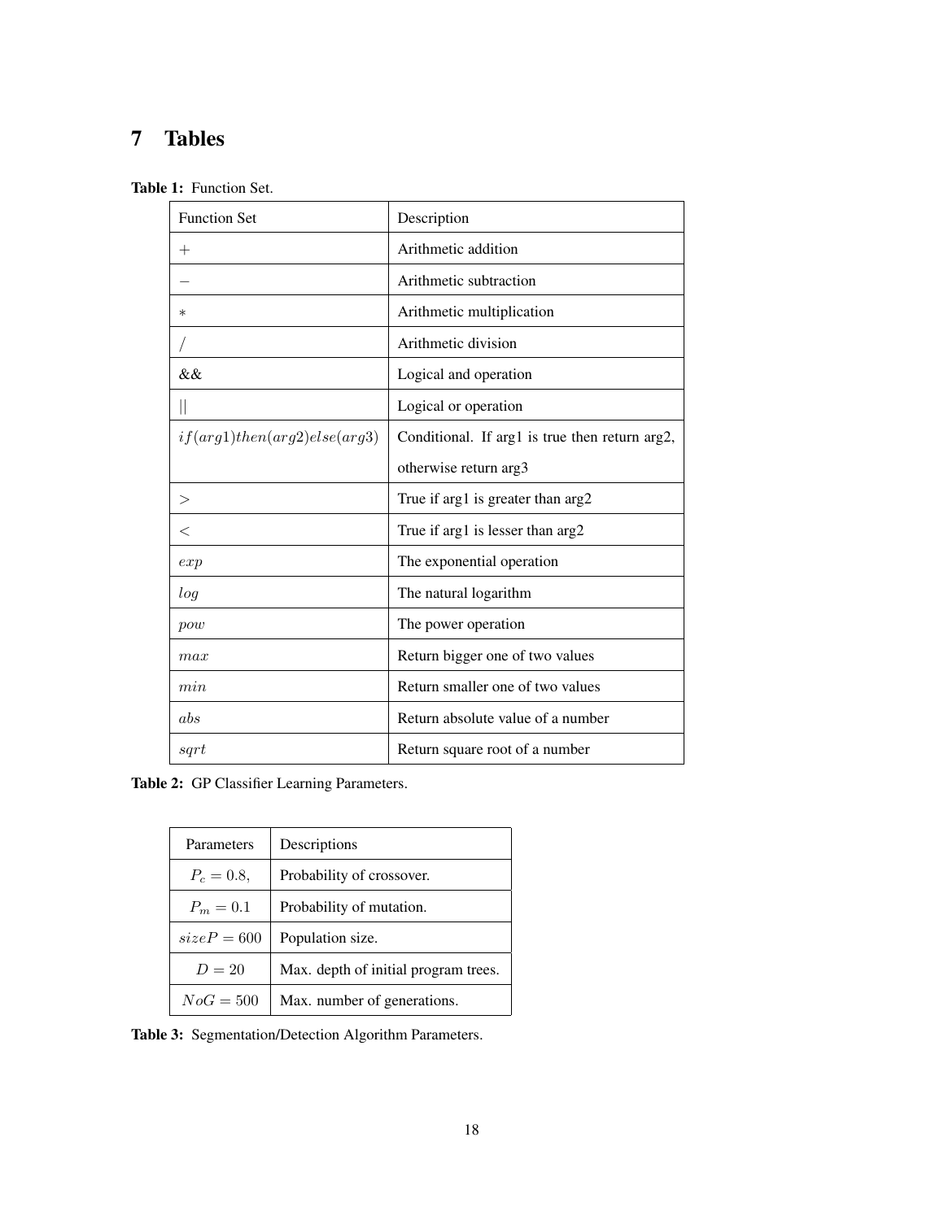# 7 Tables

**Table 1:** Function Set.

| Function Set | Description |
|---|---|
| $+$ | Arithmetic addition |
| $-$ | Arithmetic subtraction |
| $*$ | Arithmetic multiplication |
| $/$ | Arithmetic division |
| && | Logical and operation |
| $\|\|$ | Logical or operation |
| $if(arg1)then(arg2)else(arg3)$ | Conditional. If arg1 is true then return arg2, otherwise return arg3 |
| $>$ | True if arg1 is greater than arg2 |
| $<$ | True if arg1 is lesser than arg2 |
| $exp$ | The exponential operation |
| $log$ | The natural logarithm |
| $pow$ | The power operation |
| $max$ | Return bigger one of two values |
| $min$ | Return smaller one of two values |
| $abs$ | Return absolute value of a number |
| $sqrt$ | Return square root of a number |

**Table 2:** GP Classifier Learning Parameters.

| Parameters | Descriptions |
|---|---|
| $P_c = 0.8,$ | Probability of crossover. |
| $P_m = 0.1$ | Probability of mutation. |
| $sizeP = 600$ | Population size. |
| $D = 20$ | Max. depth of initial program trees. |
| $NoG = 500$ | Max. number of generations. |

**Table 3:** Segmentation/Detection Algorithm Parameters.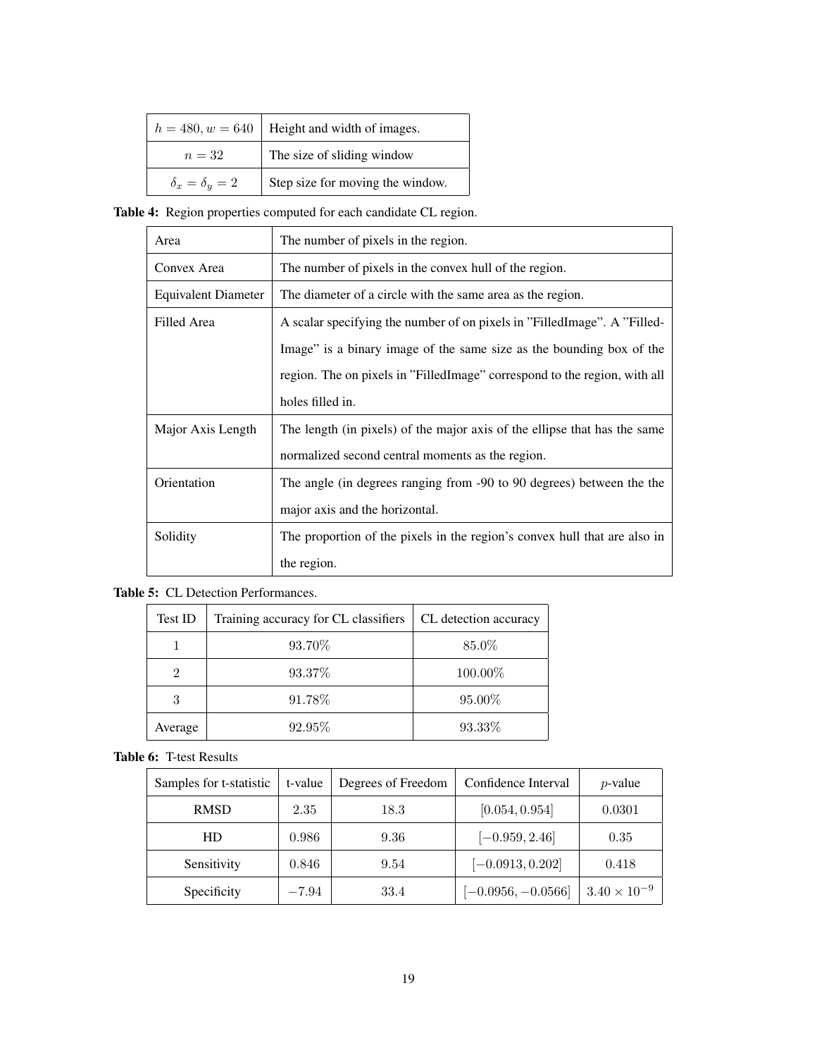| | |
|---|---|
| $h = 480, w = 640$ | Height and width of images. |
| $n = 32$ | The size of sliding window |
| $\delta_x = \delta_y = 2$ | Step size for moving the window. |

**Table 4:** Region properties computed for each candidate CL region.

| | |
|---|---|
| Area | The number of pixels in the region. |
| Convex Area | The number of pixels in the convex hull of the region. |
| Equivalent Diameter | The diameter of a circle with the same area as the region. |
| Filled Area | A scalar specifying the number of on pixels in ”FilledImage”. A ”FilledImage” is a binary image of the same size as the bounding box of the region. The on pixels in ”FilledImage” correspond to the region, with all holes filled in. |
| Major Axis Length | The length (in pixels) of the major axis of the ellipse that has the same normalized second central moments as the region. |
| Orientation | The angle (in degrees ranging from -90 to 90 degrees) between the the major axis and the horizontal. |
| Solidity | The proportion of the pixels in the region’s convex hull that are also in the region. |

**Table 5:** CL Detection Performances.

| Test ID | Training accuracy for CL classifiers | CL detection accuracy |
|---|---|---|
| 1 | 93.70% | 85.0% |
| 2 | 93.37% | 100.00% |
| 3 | 91.78% | 95.00% |
| Average | 92.95% | 93.33% |

**Table 6:** T-test Results

| Samples for t-statistic | t-value | Degrees of Freedom | Confidence Interval | $p$-value |
|---|---|---|---|---|
| RMSD | 2.35 | 18.3 | $[0.054, 0.954]$ | 0.0301 |
| HD | 0.986 | 9.36 | $[-0.959, 2.46]$ | 0.35 |
| Sensitivity | 0.846 | 9.54 | $[-0.0913, 0.202]$ | 0.418 |
| Specificity | $-7.94$ | 33.4 | $[-0.0956, -0.0566]$ | $3.40 \times 10^{-9}$ |